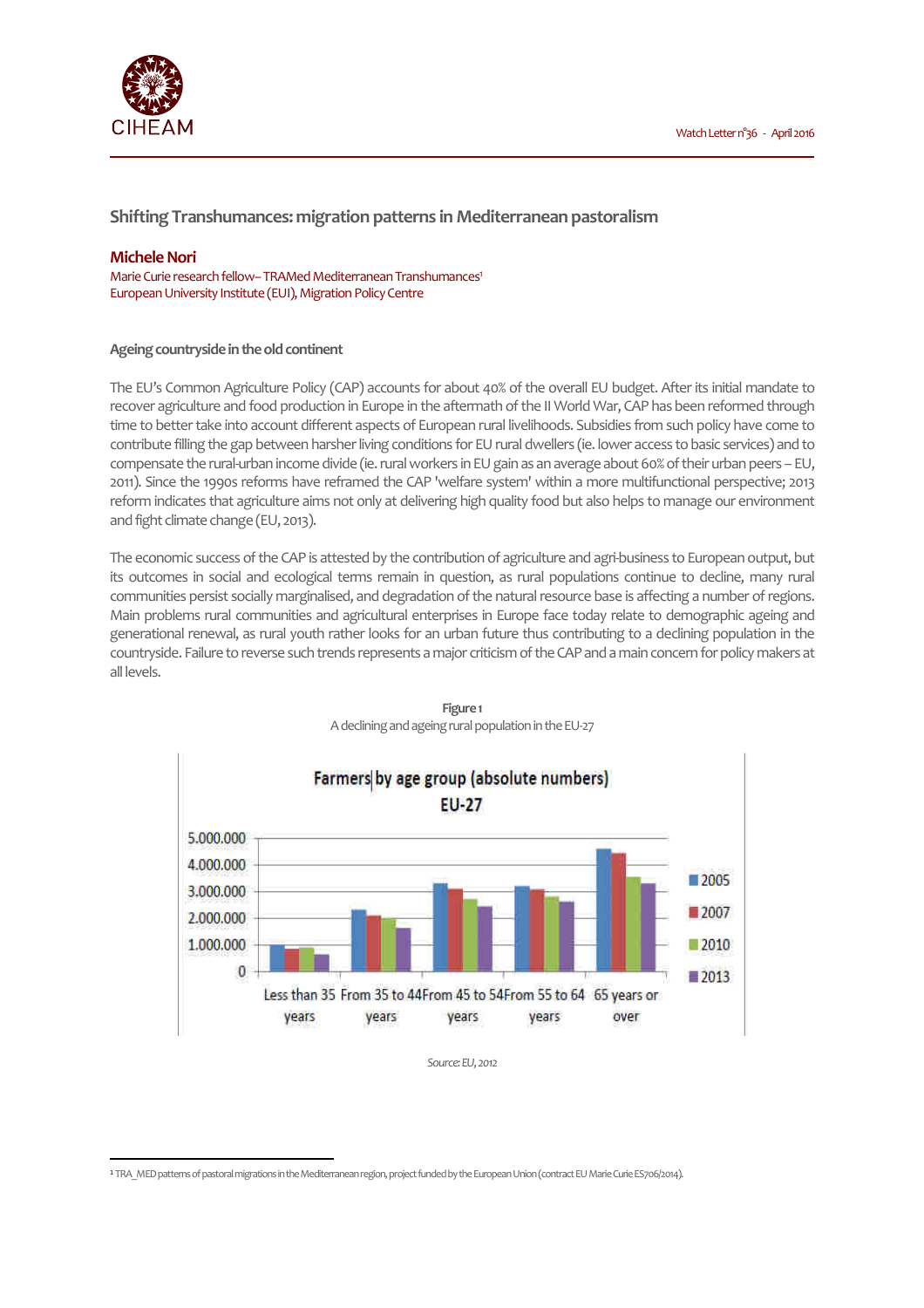# Shifting Transhumances: migration patterns in Mediterranean pastoralism

**Michele Nori**

Marie Curie research fellow– TRAMed Mediterranean Transhumances[1]
European University Institute (EUI), Migration Policy Centre

## Ageing countryside in the old continent

The EU's Common Agriculture Policy (CAP) accounts for about 40% of the overall EU budget. After its initial mandate to recover agriculture and food production in Europe in the aftermath of the II World War, CAP has been reformed through time to better take into account different aspects of European rural livelihoods. Subsidies from such policy have come to contribute filling the gap between harsher living conditions for EU rural dwellers (ie. lower access to basic services) and to compensate the rural-urban income divide (ie. rural workers in EU gain as an average about 60% of their urban peers – EU, 2011). Since the 1990s reforms have reframed the CAP 'welfare system' within a more multifunctional perspective; 2013 reform indicates that agriculture aims not only at delivering high quality food but also helps to manage our environment and fight climate change (EU, 2013).

The economic success of the CAP is attested by the contribution of agriculture and agri-business to European output, but its outcomes in social and ecological terms remain in question, as rural populations continue to decline, many rural communities persist socially marginalised, and degradation of the natural resource base is affecting a number of regions. Main problems rural communities and agricultural enterprises in Europe face today relate to demographic ageing and generational renewal, as rural youth rather looks for an urban future thus contributing to a declining population in the countryside. Failure to reverse such trends represents a major criticism of the CAP and a main concern for policy makers at all levels.

**Figure 1**
A declining and ageing rural population in the EU-27

*Source: EU, 2012*

[1] TRA_MED patterns of pastoral migrations in the Mediterranean region, project funded by the European Union (contract EU Marie Curie ES706/2014).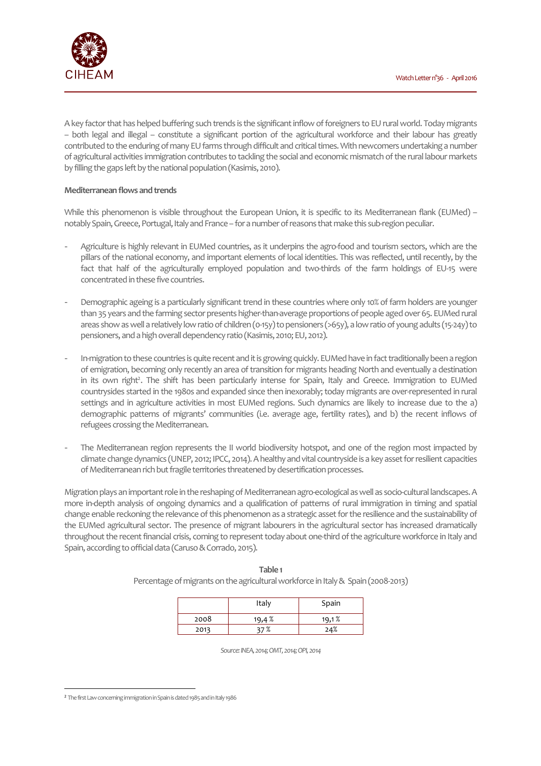A key factor that has helped buffering such trends is the significant inflow of foreigners to EU rural world. Today migrants – both legal and illegal – constitute a significant portion of the agricultural workforce and their labour has greatly contributed to the enduring of many EU farms through difficult and critical times. With newcomers undertaking a number of agricultural activities immigration contributes to tackling the social and economic mismatch of the rural labour markets by filling the gaps left by the national population (Kasimis, 2010).

**Mediterranean flows and trends**

While this phenomenon is visible throughout the European Union, it is specific to its Mediterranean flank (EUMed) – notably Spain, Greece, Portugal, Italy and France – for a number of reasons that make this sub-region peculiar.

- Agriculture is highly relevant in EUMed countries, as it underpins the agro-food and tourism sectors, which are the pillars of the national economy, and important elements of local identities. This was reflected, until recently, by the fact that half of the agriculturally employed population and two-thirds of the farm holdings of EU-15 were concentrated in these five countries.

- Demographic ageing is a particularly significant trend in these countries where only 10% of farm holders are younger than 35 years and the farming sector presents higher-than-average proportions of people aged over 65. EUMed rural areas show as well a relatively low ratio of children (0-15y) to pensioners (>65y), a low ratio of young adults (15-24y) to pensioners, and a high overall dependency ratio (Kasimis, 2010; EU, 2012).

- In-migration to these countries is quite recent and it is growing quickly. EUMed have in fact traditionally been a region of emigration, becoming only recently an area of transition for migrants heading North and eventually a destination in its own right[2]. The shift has been particularly intense for Spain, Italy and Greece. Immigration to EUMed countrysides started in the 1980s and expanded since then inexorably; today migrants are over-represented in rural settings and in agriculture activities in most EUMed regions. Such dynamics are likely to increase due to the a) demographic patterns of migrants' communities (i.e. average age, fertility rates), and b) the recent inflows of refugees crossing the Mediterranean.

- The Mediterranean region represents the II world biodiversity hotspot, and one of the region most impacted by climate change dynamics (UNEP, 2012; IPCC, 2014). A healthy and vital countryside is a key asset for resilient capacities of Mediterranean rich but fragile territories threatened by desertification processes.

Migration plays an important role in the reshaping of Mediterranean agro-ecological as well as socio-cultural landscapes. A more in-depth analysis of ongoing dynamics and a qualification of patterns of rural immigration in timing and spatial change enable reckoning the relevance of this phenomenon as a strategic asset for the resilience and the sustainability of the EUMed agricultural sector. The presence of migrant labourers in the agricultural sector has increased dramatically throughout the recent financial crisis, coming to represent today about one-third of the agriculture workforce in Italy and Spain, according to official data (Caruso & Corrado, 2015).

**Table 1**
Percentage of migrants on the agricultural workforce in Italy & Spain (2008-2013)

| | Italy | Spain |
|---|---|---|
| 2008 | 19,4 % | 19,1 % |
| 2013 | 37 % | 24% |

*Source: INEA, 2014; OMT, 2014; OPI, 2014*

[2] The first Law concerning immigration in Spain is dated 1985 and in Italy 1986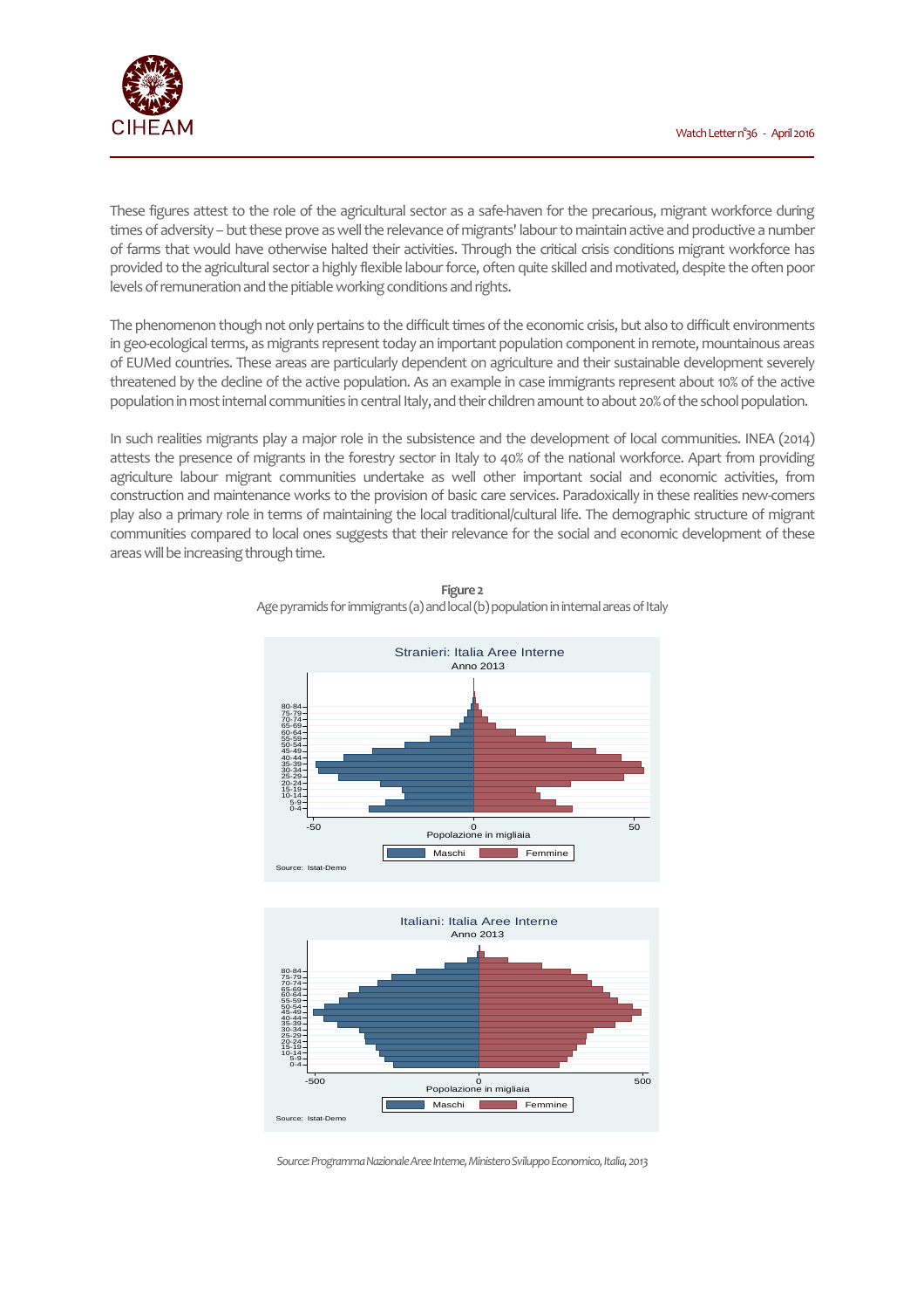These figures attest to the role of the agricultural sector as a safe-haven for the precarious, migrant workforce during times of adversity – but these prove as well the relevance of migrants' labour to maintain active and productive a number of farms that would have otherwise halted their activities. Through the critical crisis conditions migrant workforce has provided to the agricultural sector a highly flexible labour force, often quite skilled and motivated, despite the often poor levels of remuneration and the pitiable working conditions and rights.

The phenomenon though not only pertains to the difficult times of the economic crisis, but also to difficult environments in geo-ecological terms, as migrants represent today an important population component in remote, mountainous areas of EUMed countries. These areas are particularly dependent on agriculture and their sustainable development severely threatened by the decline of the active population. As an example in case immigrants represent about 10% of the active population in most internal communities in central Italy, and their children amount to about 20% of the school population.

In such realities migrants play a major role in the subsistence and the development of local communities. INEA (2014) attests the presence of migrants in the forestry sector in Italy to 40% of the national workforce. Apart from providing agriculture labour migrant communities undertake as well other important social and economic activities, from construction and maintenance works to the provision of basic care services. Paradoxically in these realities new-comers play also a primary role in terms of maintaining the local traditional/cultural life. The demographic structure of migrant communities compared to local ones suggests that their relevance for the social and economic development of these areas will be increasing through time.

**Figure 2**

Age pyramids for immigrants (a) and local (b) population in internal areas of Italy

*Source: Programma Nazionale Aree Interne, Ministero Sviluppo Economico, Italia, 2013*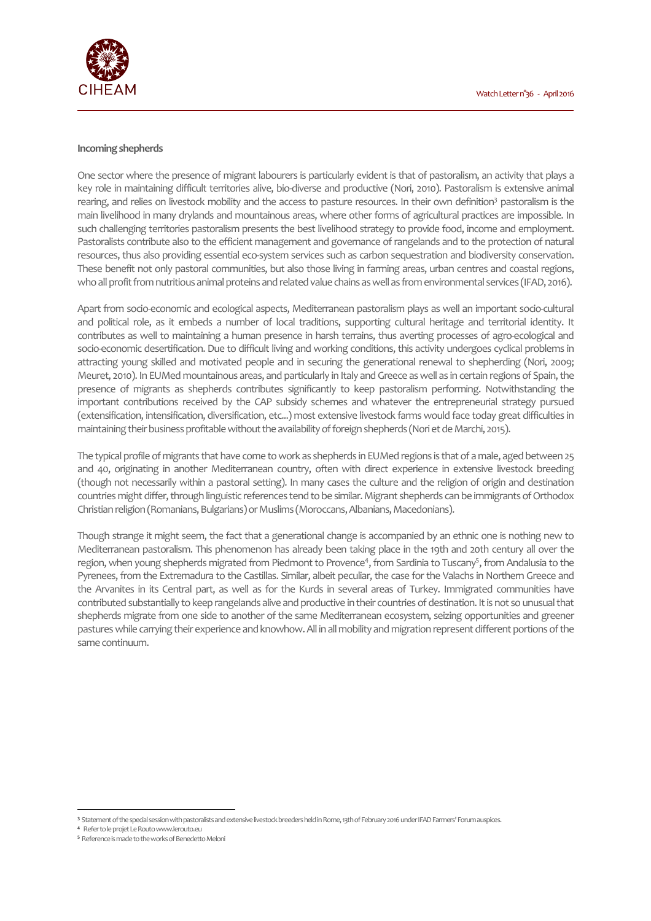**Incoming shepherds**

One sector where the presence of migrant labourers is particularly evident is that of pastoralism, an activity that plays a key role in maintaining difficult territories alive, bio-diverse and productive (Nori, 2010). Pastoralism is extensive animal rearing, and relies on livestock mobility and the access to pasture resources. In their own definition[3] pastoralism is the main livelihood in many drylands and mountainous areas, where other forms of agricultural practices are impossible. In such challenging territories pastoralism presents the best livelihood strategy to provide food, income and employment. Pastoralists contribute also to the efficient management and governance of rangelands and to the protection of natural resources, thus also providing essential eco-system services such as carbon sequestration and biodiversity conservation. These benefit not only pastoral communities, but also those living in farming areas, urban centres and coastal regions, who all profit from nutritious animal proteins and related value chains as well as from environmental services (IFAD, 2016).

Apart from socio-economic and ecological aspects, Mediterranean pastoralism plays as well an important socio-cultural and political role, as it embeds a number of local traditions, supporting cultural heritage and territorial identity. It contributes as well to maintaining a human presence in harsh terrains, thus averting processes of agro-ecological and socio-economic desertification. Due to difficult living and working conditions, this activity undergoes cyclical problems in attracting young skilled and motivated people and in securing the generational renewal to shepherding (Nori, 2009; Meuret, 2010). In EUMed mountainous areas, and particularly in Italy and Greece as well as in certain regions of Spain, the presence of migrants as shepherds contributes significantly to keep pastoralism performing. Notwithstanding the important contributions received by the CAP subsidy schemes and whatever the entrepreneurial strategy pursued (extensification, intensification, diversification, etc...) most extensive livestock farms would face today great difficulties in maintaining their business profitable without the availability of foreign shepherds (Nori et de Marchi, 2015).

The typical profile of migrants that have come to work as shepherds in EUMed regions is that of a male, aged between 25 and 40, originating in another Mediterranean country, often with direct experience in extensive livestock breeding (though not necessarily within a pastoral setting). In many cases the culture and the religion of origin and destination countries might differ, through linguistic references tend to be similar. Migrant shepherds can be immigrants of Orthodox Christian religion (Romanians, Bulgarians) or Muslims (Moroccans, Albanians, Macedonians).

Though strange it might seem, the fact that a generational change is accompanied by an ethnic one is nothing new to Mediterranean pastoralism. This phenomenon has already been taking place in the 19th and 20th century all over the region, when young shepherds migrated from Piedmont to Provence[4], from Sardinia to Tuscany[5], from Andalusia to the Pyrenees, from the Extremadura to the Castillas. Similar, albeit peculiar, the case for the Valachs in Northern Greece and the Arvanites in its Central part, as well as for the Kurds in several areas of Turkey. Immigrated communities have contributed substantially to keep rangelands alive and productive in their countries of destination. It is not so unusual that shepherds migrate from one side to another of the same Mediterranean ecosystem, seizing opportunities and greener pastures while carrying their experience and knowhow. All in all mobility and migration represent different portions of the same continuum.

---

[3] Statement of the special session with pastoralists and extensive livestock breeders held in Rome, 13th of February 2016 under IFAD Farmers' Forum auspices.

[4] Refer to le projet Le Routo www.lerouto.eu

[5] Reference is made to the works of Benedetto Meloni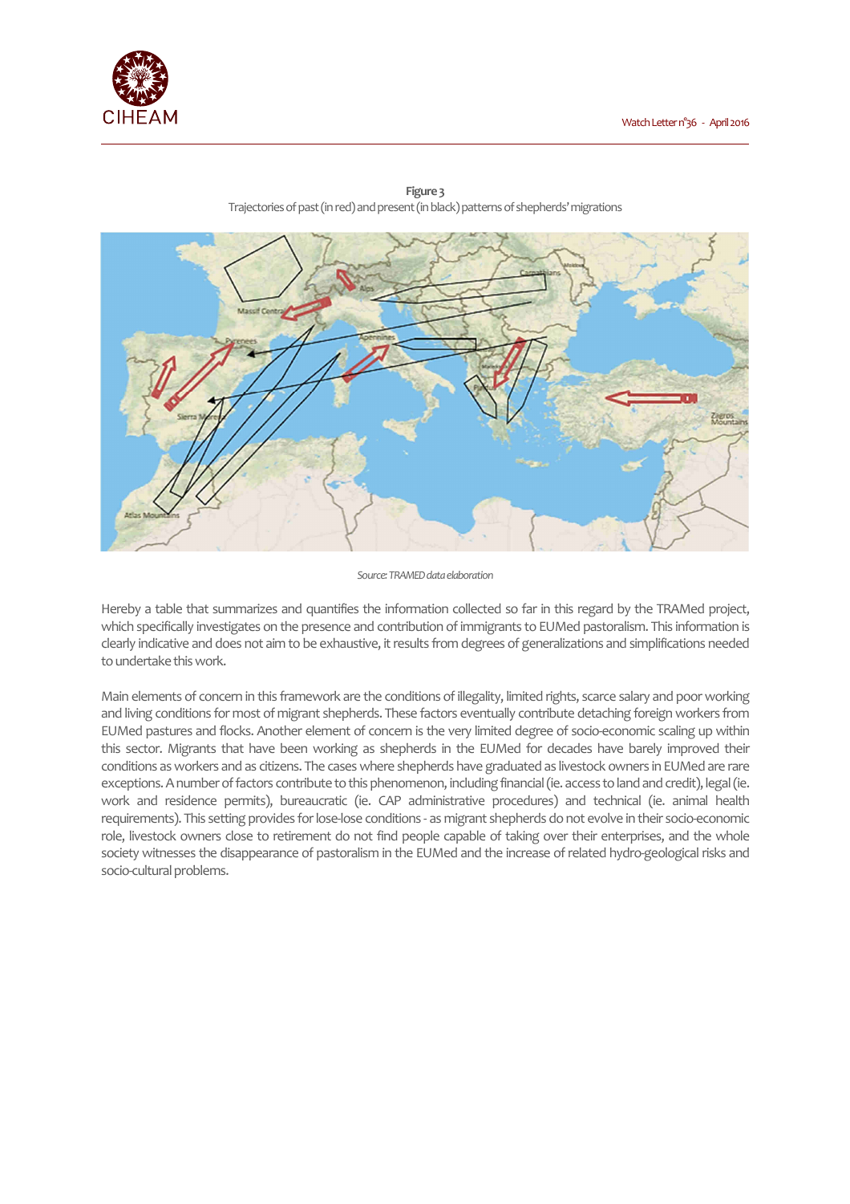**Figure 3**
Trajectories of past (in red) and present (in black) patterns of shepherds' migrations

*Source: TRAMED data elaboration*

Hereby a table that summarizes and quantifies the information collected so far in this regard by the TRAMed project, which specifically investigates on the presence and contribution of immigrants to EUMed pastoralism. This information is clearly indicative and does not aim to be exhaustive, it results from degrees of generalizations and simplifications needed to undertake this work.

Main elements of concern in this framework are the conditions of illegality, limited rights, scarce salary and poor working and living conditions for most of migrant shepherds. These factors eventually contribute detaching foreign workers from EUMed pastures and flocks. Another element of concern is the very limited degree of socio-economic scaling up within this sector. Migrants that have been working as shepherds in the EUMed for decades have barely improved their conditions as workers and as citizens. The cases where shepherds have graduated as livestock owners in EUMed are rare exceptions. A number of factors contribute to this phenomenon, including financial (ie. access to land and credit), legal (ie. work and residence permits), bureaucratic (ie. CAP administrative procedures) and technical (ie. animal health requirements). This setting provides for lose-lose conditions - as migrant shepherds do not evolve in their socio-economic role, livestock owners close to retirement do not find people capable of taking over their enterprises, and the whole society witnesses the disappearance of pastoralism in the EUMed and the increase of related hydro-geological risks and socio-cultural problems.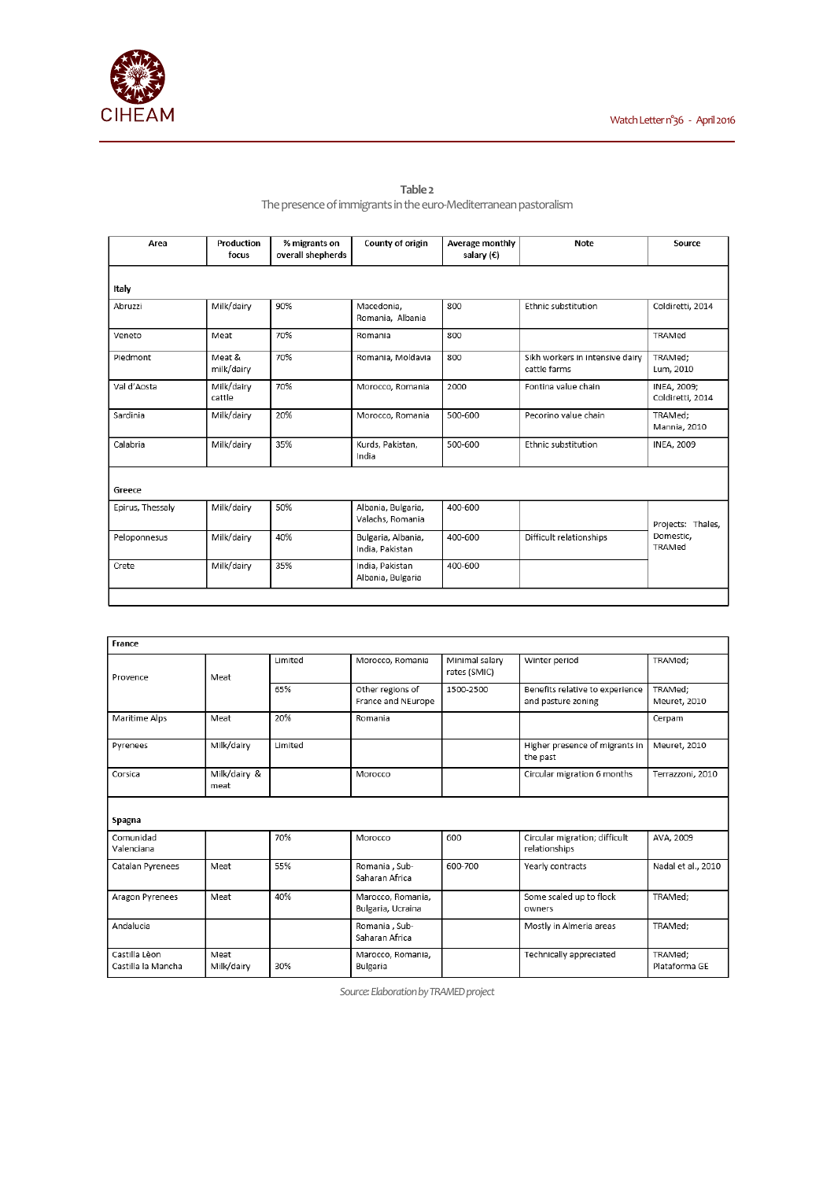**Table 2**

The presence of immigrants in the euro-Mediterranean pastoralism

| Area | Production focus | % migrants on overall shepherds | County of origin | Average monthly salary (€) | Note | Source |
|---|---|---|---|---|---|---|
| **Italy** | | | | | | |
| Abruzzi | Milk/dairy | 90% | Macedonia, Romania, Albania | 800 | Ethnic substitution | Coldiretti, 2014 |
| Veneto | Meat | 70% | Romania | 800 | | TRAMed |
| Piedmont | Meat & milk/dairy | 70% | Romania, Moldavia | 800 | Sikh workers in intensive dairy cattle farms | TRAMed; Lum, 2010 |
| Val d'Aosta | Milk/dairy cattle | 70% | Morocco, Romania | 2000 | Fontina value chain | INEA, 2009; Coldiretti, 2014 |
| Sardinia | Milk/dairy | 20% | Morocco, Romania | 500-600 | Pecorino value chain | TRAMed; Mannia, 2010 |
| Calabria | Milk/dairy | 35% | Kurds, Pakistan, India | 500-600 | Ethnic substitution | INEA, 2009 |
| **Greece** | | | | | | |
| Epirus, Thessaly | Milk/dairy | 50% | Albania, Bulgaria, Valachs, Romania | 400-600 | | Projects: Thales, Domestic, TRAMed |
| Peloponnesus | Milk/dairy | 40% | Bulgaria, Albania, India, Pakistan | 400-600 | Difficult relationships | |
| Crete | Milk/dairy | 35% | India, Pakistan Albania, Bulgaria | 400-600 | | |
| **France** | | | | | | |
| Provence | Meat | Limited | Morocco, Romania | Minimal salary rates (SMIC) | Winter period | TRAMed; |
| | | 65% | Other regions of France and NEurope | 1500-2500 | Benefits relative to experience and pasture zoning | TRAMed; Meuret, 2010 |
| Maritime Alps | Meat | 20% | Romania | | | Cerpam |
| Pyrenees | Milk/dairy | Limited | | | Higher presence of migrants in the past | Meuret, 2010 |
| Corsica | Milk/dairy & meat | | Morocco | | Circular migration 6 months | Terrazzoni, 2010 |
| **Spagna** | | | | | | |
| Comunidad Valenciana | | 70% | Morocco | 600 | Circular migration; difficult relationships | AVA, 2009 |
| Catalan Pyrenees | Meat | 55% | Romania , Sub-Saharan Africa | 600-700 | Yearly contracts | Nadal et al., 2010 |
| Aragon Pyrenees | Meat | 40% | Marocco, Romania, Bulgaria, Ucraina | | Some scaled up to flock owners | TRAMed; |
| Andalucia | | | Romania , Sub-Saharan Africa | | Mostly in Almeria areas | TRAMed; |
| Castilla Lèon Castilla la Mancha | Meat Milk/dairy | 30% | Marocco, Romania, Bulgaria | | Technically appreciated | TRAMed; Plataforma GE |

*Source: Elaboration by TRAMED project*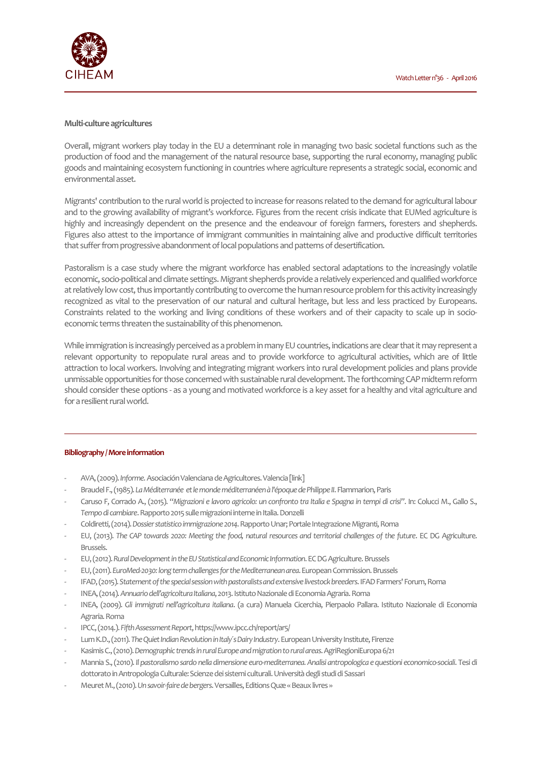**Multi-culture agricultures**

Overall, migrant workers play today in the EU a determinant role in managing two basic societal functions such as the production of food and the management of the natural resource base, supporting the rural economy, managing public goods and maintaining ecosystem functioning in countries where agriculture represents a strategic social, economic and environmental asset.

Migrants' contribution to the rural world is projected to increase for reasons related to the demand for agricultural labour and to the growing availability of migrant's workforce. Figures from the recent crisis indicate that EUMed agriculture is highly and increasingly dependent on the presence and the endeavour of foreign farmers, foresters and shepherds. Figures also attest to the importance of immigrant communities in maintaining alive and productive difficult territories that suffer from progressive abandonment of local populations and patterns of desertification.

Pastoralism is a case study where the migrant workforce has enabled sectoral adaptations to the increasingly volatile economic, socio-political and climate settings. Migrant shepherds provide a relatively experienced and qualified workforce at relatively low cost, thus importantly contributing to overcome the human resource problem for this activity increasingly recognized as vital to the preservation of our natural and cultural heritage, but less and less practiced by Europeans. Constraints related to the working and living conditions of these workers and of their capacity to scale up in socio-economic terms threaten the sustainability of this phenomenon.

While immigration is increasingly perceived as a problem in many EU countries, indications are clear that it may represent a relevant opportunity to repopulate rural areas and to provide workforce to agricultural activities, which are of little attraction to local workers. Involving and integrating migrant workers into rural development policies and plans provide unmissable opportunities for those concerned with sustainable rural development. The forthcoming CAP midterm reform should consider these options - as a young and motivated workforce is a key asset for a healthy and vital agriculture and for a resilient rural world.

---

**Bibliography / More information**

- AVA, (2009). *Informe*. Asociación Valenciana de Agricultores. Valencia [link]
- Braudel F., (1985). *La Méditerranée et le monde méditerranéen à l'époque de Philippe II*. Flammarion, Paris
- Caruso F, Corrado A., (2015). *"Migrazioni e lavoro agricolo: un confronto tra Italia e Spagna in tempi di crisi"*. In: Colucci M., Gallo S., *Tempo di cambiare*. Rapporto 2015 sulle migrazioni interne in Italia. Donzelli
- Coldiretti, (2014). *Dossier statistico immigrazione 2014*. Rapporto Unar; Portale Integrazione Migranti, Roma
- EU, (2013). *The CAP towards 2020: Meeting the food, natural resources and territorial challenges of the future*. EC DG Agriculture. Brussels.
- EU, (2012). *Rural Development in the EU Statistical and Economic Information*. EC DG Agriculture. Brussels
- EU, (2011). *EuroMed-2030: long term challenges for the Mediterranean area*. European Commission. Brussels
- IFAD, (2015). *Statement of the special session with pastoralists and extensive livestock breeders*. IFAD Farmers' Forum, Roma
- INEA, (2014). *Annuario dell'agricoltura Italiana*, 2013. Istituto Nazionale di Economia Agraria. Roma
- INEA, (2009). *Gli immigrati nell'agricoltura italiana*. (a cura) Manuela Cicerchia, Pierpaolo Pallara. Istituto Nazionale di Economia Agraria. Roma
- IPCC, (2014.). *Fifth Assessment Report*, https://www.ipcc.ch/report/ar5/
- Lum K.D., (2011). *The Quiet Indian Revolution in Italy's Dairy Industry*. European University Institute, Firenze
- Kasimis C., (2010). *Demographic trends in rural Europe and migration to rural areas*. AgriRegioniEuropa 6/21
- Mannia S., (2010). *Il pastoralismo sardo nella dimensione euro-mediterranea. Analisi antropologica e questioni economico-sociali*. Tesi di dottorato in Antropologia Culturale: Scienze dei sistemi culturali. Università degli studi di Sassari
- Meuret M., (2010). *Un savoir-faire de bergers*. Versailles, Editions Quæ « Beaux livres »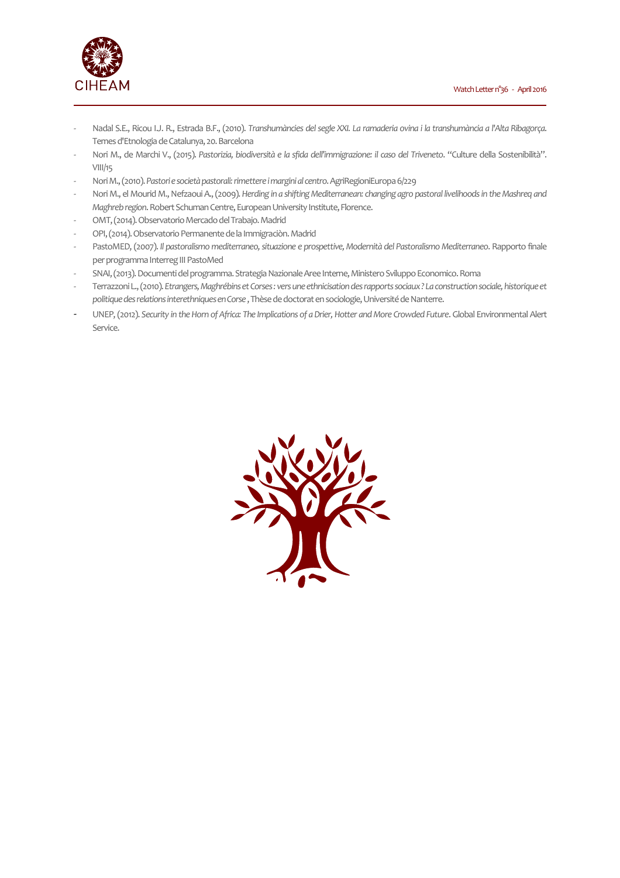- Nadal S.E., Ricou I.J. R., Estrada B.F., (2010). *Transhumàncies del segle XXI. La ramaderia ovina i la transhumància a l'Alta Ribagorça.* Temes d'Etnologia de Catalunya, 20. Barcelona
- Nori M., de Marchi V., (2015). *Pastorizia, biodiversità e la sfida dell'immigrazione: il caso del Triveneto*. "Culture della Sostenibilità". VIII/15
- Nori M., (2010). *Pastori e società pastorali: rimettere i margini al centro*. AgriRegioniEuropa 6/229
- Nori M., el Mourid M., Nefzaoui A., (2009). *Herding in a shifting Mediterranean: changing agro pastoral livelihoods in the Mashreq and Maghreb region*. Robert Schuman Centre, European University Institute, Florence.
- OMT, (2014). Observatorio Mercado del Trabajo. Madrid
- OPI, (2014). Observatorio Permanente de la Immigraciòn. Madrid
- PastoMED, (2007). *Il pastoralismo mediterraneo, situazione e prospettive, Modernità del Pastoralismo Mediterraneo*. Rapporto finale per programma Interreg III PastoMed
- SNAI, (2013). Documenti del programma. Strategia Nazionale Aree Interne, Ministero Sviluppo Economico. Roma
- Terrazzoni L., (2010). *Etrangers, Maghrébins et Corses : vers une ethnicisation des rapports sociaux ? La construction sociale, historique et politique des relations interethniques en Corse* , Thèse de doctorat en sociologie, Université de Nanterre.
- UNEP, (2012). *Security in the Horn of Africa: The Implications of a Drier, Hotter and More Crowded Future*. Global Environmental Alert Service.